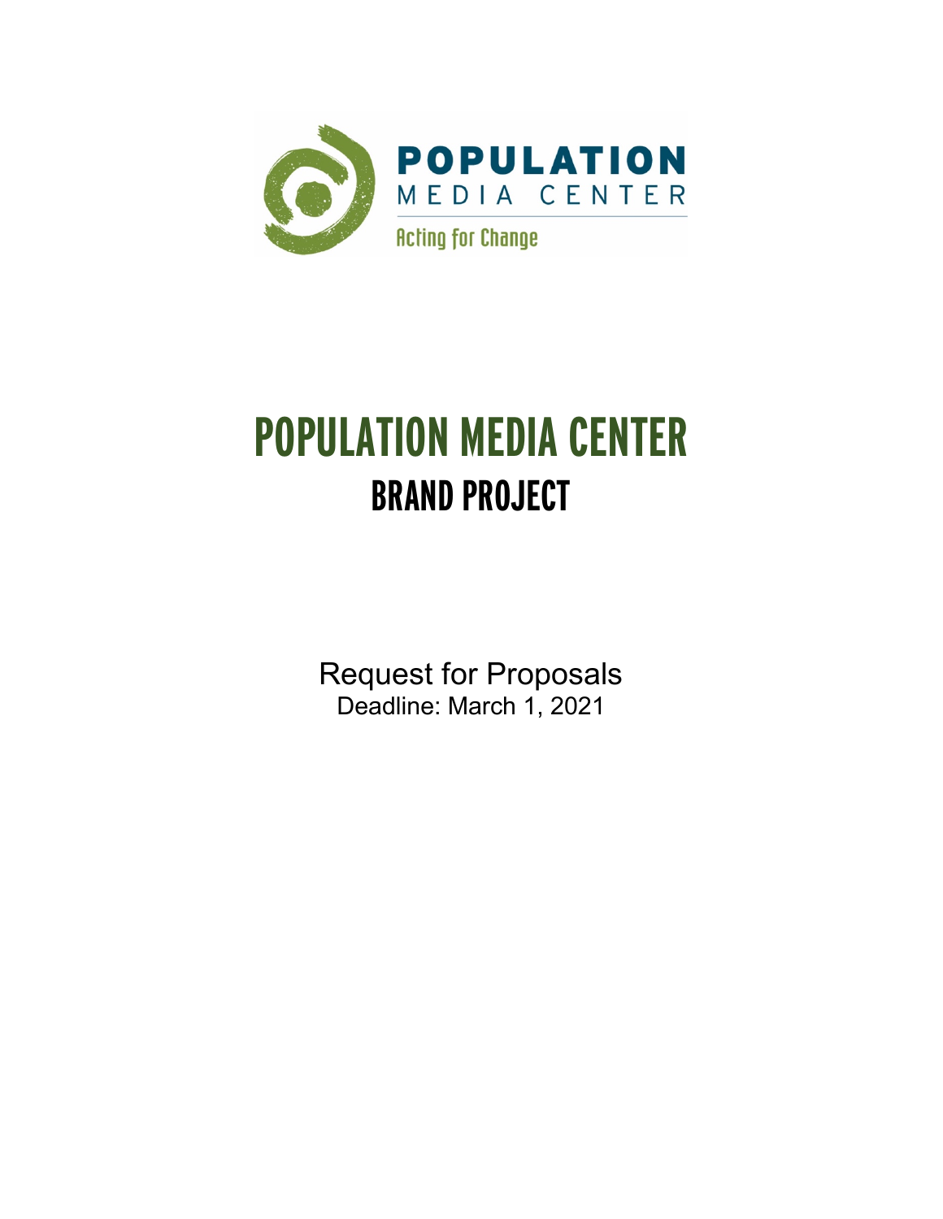POPULATION
MEDIA CENTER
Acting for Change

# POPULATION MEDIA CENTER

## BRAND PROJECT

Request for Proposals
Deadline: March 1, 2021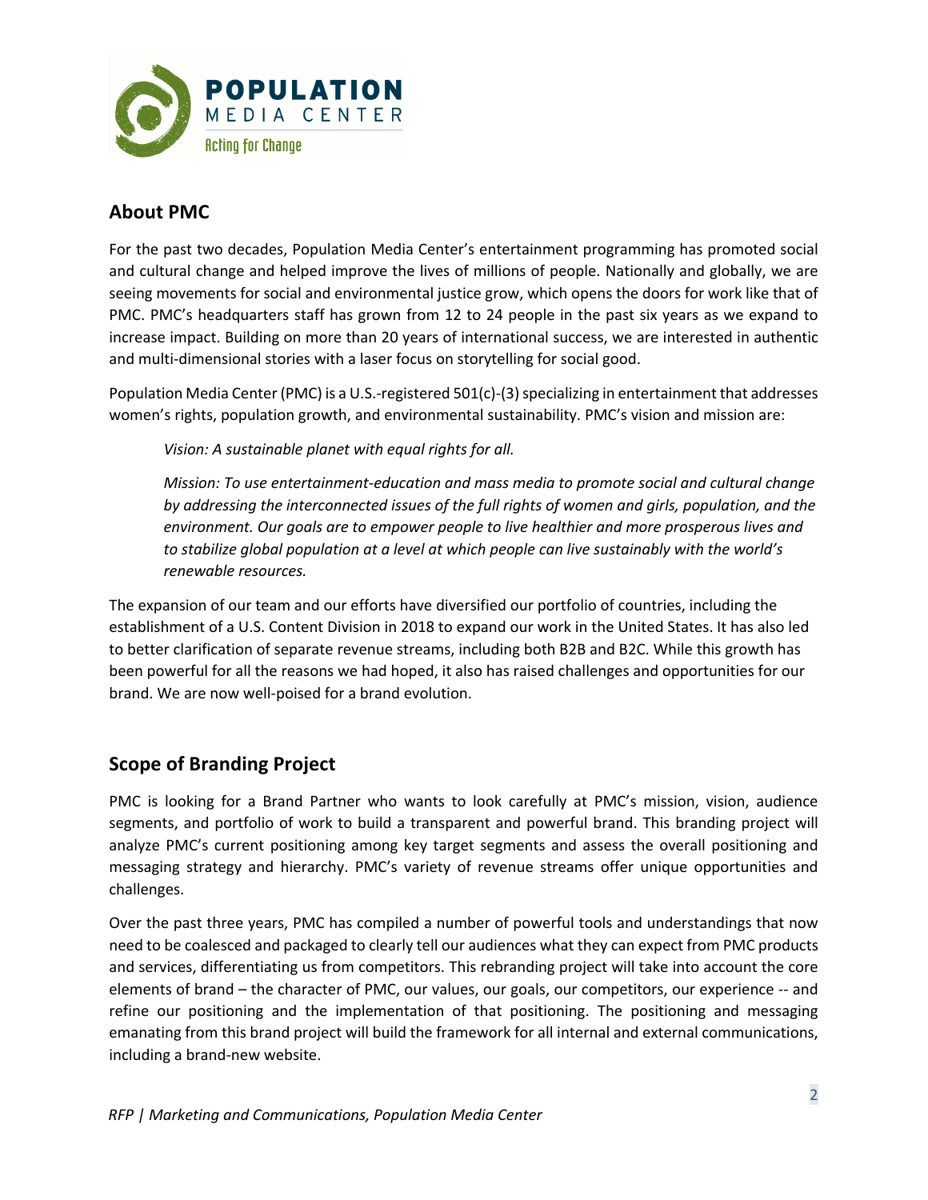## About PMC

For the past two decades, Population Media Center's entertainment programming has promoted social and cultural change and helped improve the lives of millions of people. Nationally and globally, we are seeing movements for social and environmental justice grow, which opens the doors for work like that of PMC. PMC's headquarters staff has grown from 12 to 24 people in the past six years as we expand to increase impact. Building on more than 20 years of international success, we are interested in authentic and multi-dimensional stories with a laser focus on storytelling for social good.

Population Media Center (PMC) is a U.S.-registered 501(c)-(3) specializing in entertainment that addresses women's rights, population growth, and environmental sustainability. PMC's vision and mission are:

> *Vision: A sustainable planet with equal rights for all.*
>
> *Mission: To use entertainment-education and mass media to promote social and cultural change by addressing the interconnected issues of the full rights of women and girls, population, and the environment. Our goals are to empower people to live healthier and more prosperous lives and to stabilize global population at a level at which people can live sustainably with the world's renewable resources.*

The expansion of our team and our efforts have diversified our portfolio of countries, including the establishment of a U.S. Content Division in 2018 to expand our work in the United States. It has also led to better clarification of separate revenue streams, including both B2B and B2C. While this growth has been powerful for all the reasons we had hoped, it also has raised challenges and opportunities for our brand. We are now well-poised for a brand evolution.

## Scope of Branding Project

PMC is looking for a Brand Partner who wants to look carefully at PMC's mission, vision, audience segments, and portfolio of work to build a transparent and powerful brand. This branding project will analyze PMC's current positioning among key target segments and assess the overall positioning and messaging strategy and hierarchy. PMC's variety of revenue streams offer unique opportunities and challenges.

Over the past three years, PMC has compiled a number of powerful tools and understandings that now need to be coalesced and packaged to clearly tell our audiences what they can expect from PMC products and services, differentiating us from competitors. This rebranding project will take into account the core elements of brand – the character of PMC, our values, our goals, our competitors, our experience -- and refine our positioning and the implementation of that positioning. The positioning and messaging emanating from this brand project will build the framework for all internal and external communications, including a brand-new website.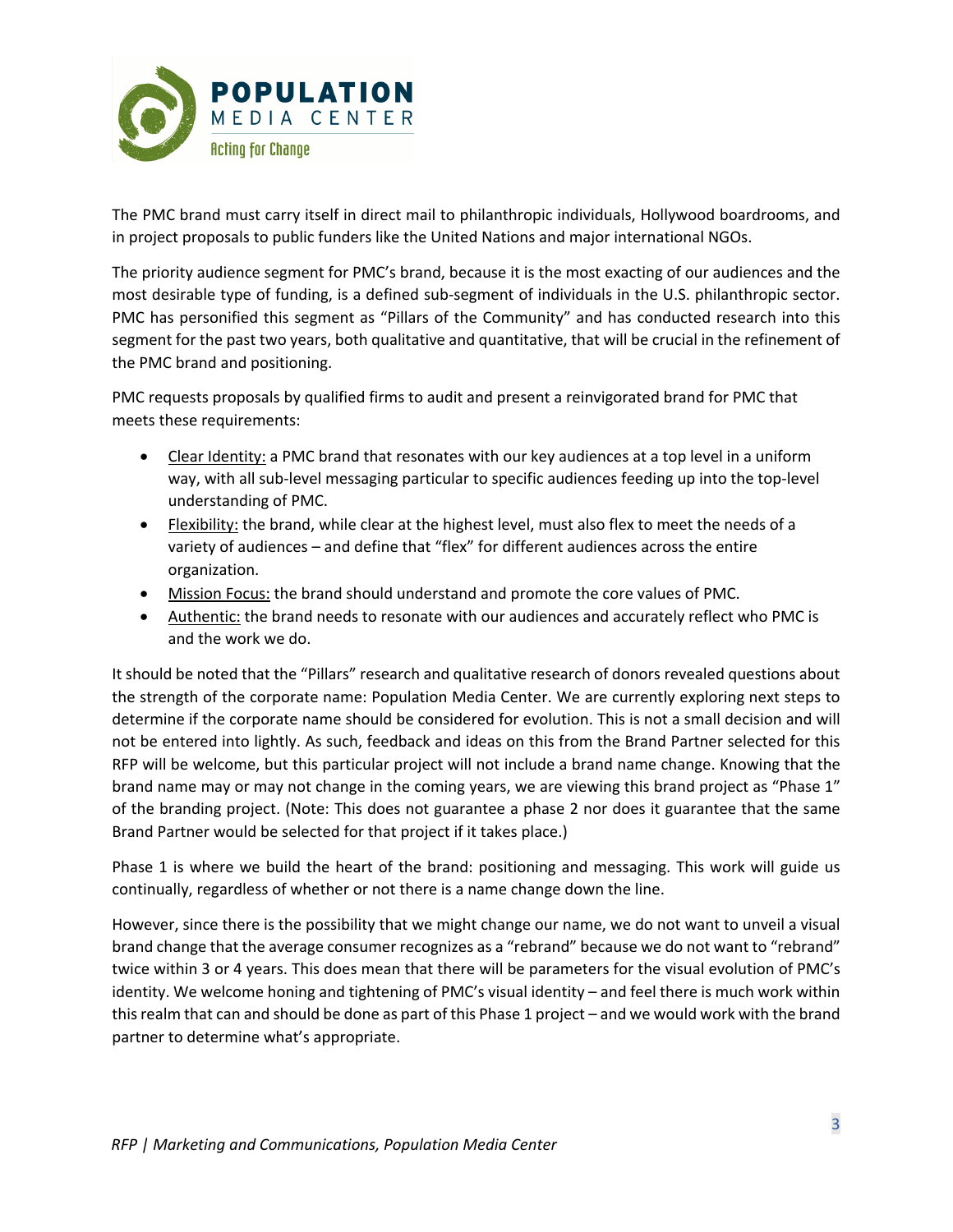The PMC brand must carry itself in direct mail to philanthropic individuals, Hollywood boardrooms, and in project proposals to public funders like the United Nations and major international NGOs.

The priority audience segment for PMC's brand, because it is the most exacting of our audiences and the most desirable type of funding, is a defined sub-segment of individuals in the U.S. philanthropic sector. PMC has personified this segment as "Pillars of the Community" and has conducted research into this segment for the past two years, both qualitative and quantitative, that will be crucial in the refinement of the PMC brand and positioning.

PMC requests proposals by qualified firms to audit and present a reinvigorated brand for PMC that meets these requirements:

- Clear Identity: a PMC brand that resonates with our key audiences at a top level in a uniform way, with all sub-level messaging particular to specific audiences feeding up into the top-level understanding of PMC.
- Flexibility: the brand, while clear at the highest level, must also flex to meet the needs of a variety of audiences – and define that "flex" for different audiences across the entire organization.
- Mission Focus: the brand should understand and promote the core values of PMC.
- Authentic: the brand needs to resonate with our audiences and accurately reflect who PMC is and the work we do.

It should be noted that the "Pillars" research and qualitative research of donors revealed questions about the strength of the corporate name: Population Media Center. We are currently exploring next steps to determine if the corporate name should be considered for evolution. This is not a small decision and will not be entered into lightly. As such, feedback and ideas on this from the Brand Partner selected for this RFP will be welcome, but this particular project will not include a brand name change. Knowing that the brand name may or may not change in the coming years, we are viewing this brand project as "Phase 1" of the branding project. (Note: This does not guarantee a phase 2 nor does it guarantee that the same Brand Partner would be selected for that project if it takes place.)

Phase 1 is where we build the heart of the brand: positioning and messaging. This work will guide us continually, regardless of whether or not there is a name change down the line.

However, since there is the possibility that we might change our name, we do not want to unveil a visual brand change that the average consumer recognizes as a "rebrand" because we do not want to "rebrand" twice within 3 or 4 years. This does mean that there will be parameters for the visual evolution of PMC's identity. We welcome honing and tightening of PMC's visual identity – and feel there is much work within this realm that can and should be done as part of this Phase 1 project – and we would work with the brand partner to determine what's appropriate.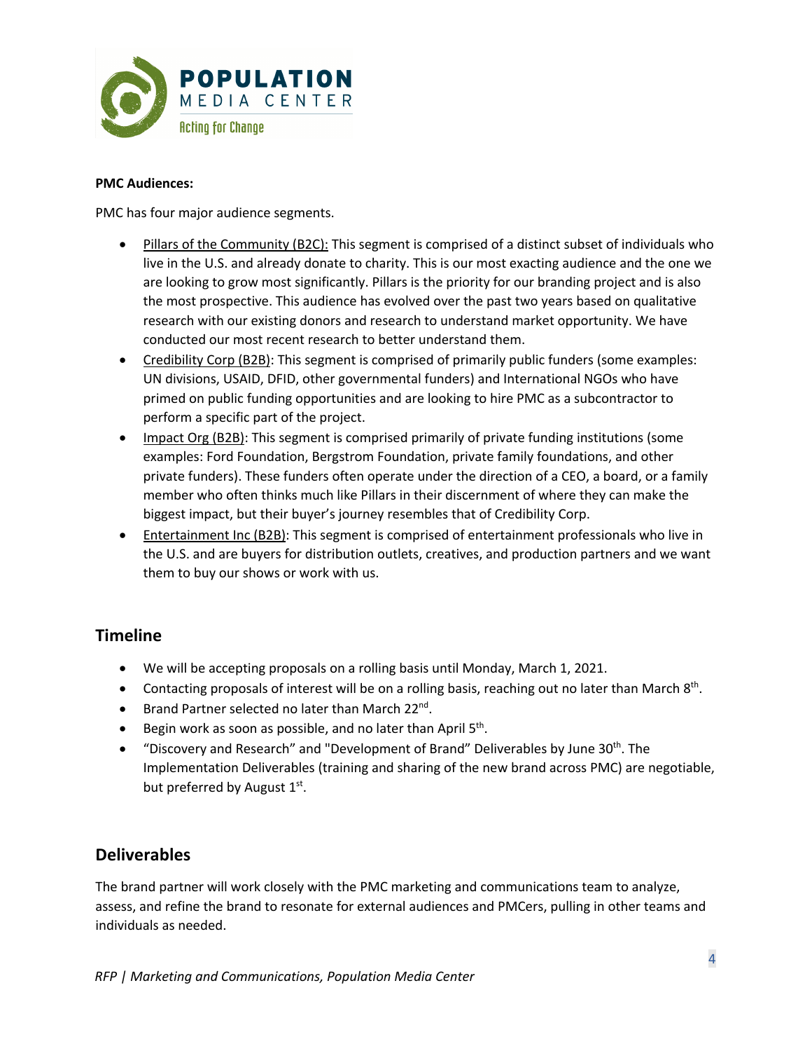**PMC Audiences:**

PMC has four major audience segments.

- Pillars of the Community (B2C): This segment is comprised of a distinct subset of individuals who live in the U.S. and already donate to charity. This is our most exacting audience and the one we are looking to grow most significantly. Pillars is the priority for our branding project and is also the most prospective. This audience has evolved over the past two years based on qualitative research with our existing donors and research to understand market opportunity. We have conducted our most recent research to better understand them.
- Credibility Corp (B2B): This segment is comprised of primarily public funders (some examples: UN divisions, USAID, DFID, other governmental funders) and International NGOs who have primed on public funding opportunities and are looking to hire PMC as a subcontractor to perform a specific part of the project.
- Impact Org (B2B): This segment is comprised primarily of private funding institutions (some examples: Ford Foundation, Bergstrom Foundation, private family foundations, and other private funders). These funders often operate under the direction of a CEO, a board, or a family member who often thinks much like Pillars in their discernment of where they can make the biggest impact, but their buyer's journey resembles that of Credibility Corp.
- Entertainment Inc (B2B): This segment is comprised of entertainment professionals who live in the U.S. and are buyers for distribution outlets, creatives, and production partners and we want them to buy our shows or work with us.

## Timeline

- We will be accepting proposals on a rolling basis until Monday, March 1, 2021.
- Contacting proposals of interest will be on a rolling basis, reaching out no later than March 8th.
- Brand Partner selected no later than March 22nd.
- Begin work as soon as possible, and no later than April 5th.
- "Discovery and Research" and "Development of Brand" Deliverables by June 30th. The Implementation Deliverables (training and sharing of the new brand across PMC) are negotiable, but preferred by August 1st.

## Deliverables

The brand partner will work closely with the PMC marketing and communications team to analyze, assess, and refine the brand to resonate for external audiences and PMCers, pulling in other teams and individuals as needed.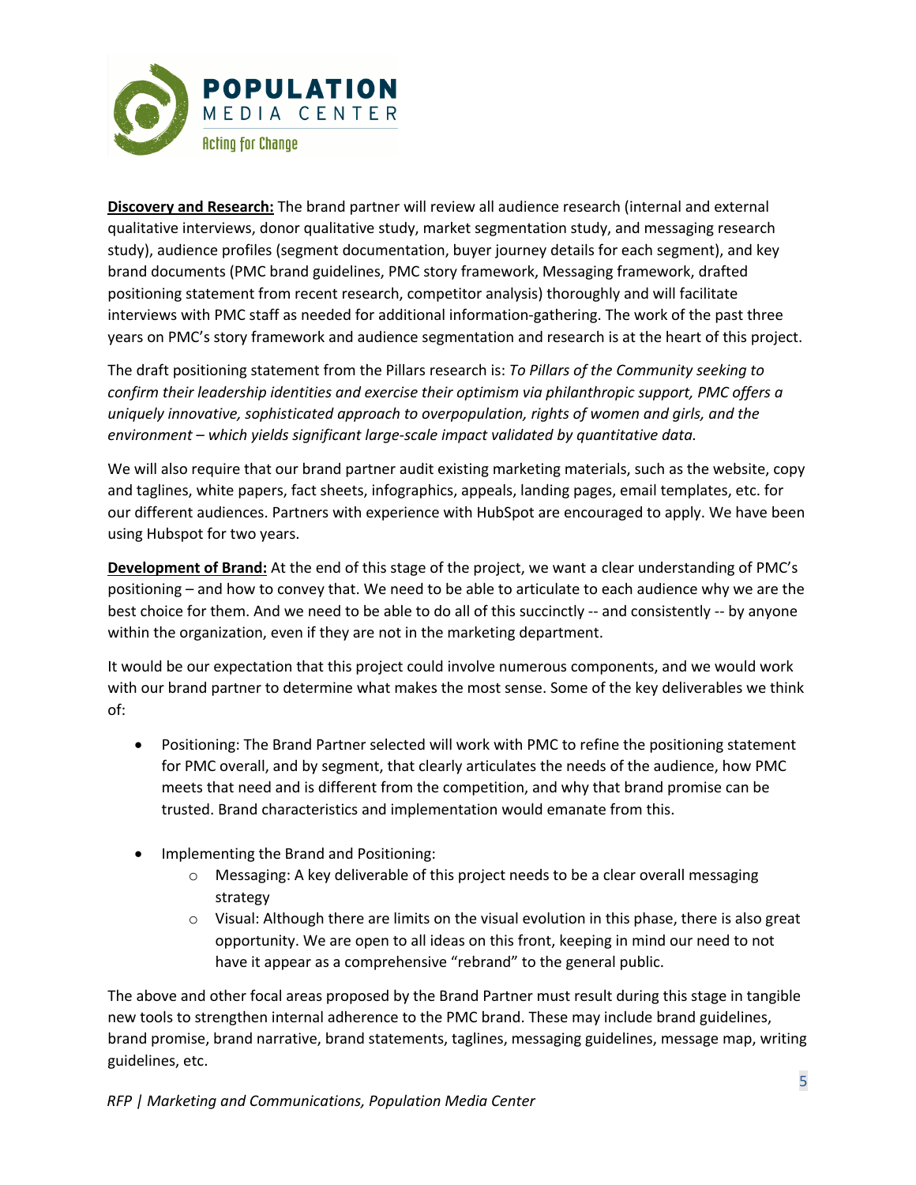**Discovery and Research:** The brand partner will review all audience research (internal and external qualitative interviews, donor qualitative study, market segmentation study, and messaging research study), audience profiles (segment documentation, buyer journey details for each segment), and key brand documents (PMC brand guidelines, PMC story framework, Messaging framework, drafted positioning statement from recent research, competitor analysis) thoroughly and will facilitate interviews with PMC staff as needed for additional information-gathering. The work of the past three years on PMC's story framework and audience segmentation and research is at the heart of this project.

The draft positioning statement from the Pillars research is: *To Pillars of the Community seeking to confirm their leadership identities and exercise their optimism via philanthropic support, PMC offers a uniquely innovative, sophisticated approach to overpopulation, rights of women and girls, and the environment – which yields significant large-scale impact validated by quantitative data.*

We will also require that our brand partner audit existing marketing materials, such as the website, copy and taglines, white papers, fact sheets, infographics, appeals, landing pages, email templates, etc. for our different audiences. Partners with experience with HubSpot are encouraged to apply. We have been using Hubspot for two years.

**Development of Brand:** At the end of this stage of the project, we want a clear understanding of PMC's positioning – and how to convey that. We need to be able to articulate to each audience why we are the best choice for them. And we need to be able to do all of this succinctly -- and consistently -- by anyone within the organization, even if they are not in the marketing department.

It would be our expectation that this project could involve numerous components, and we would work with our brand partner to determine what makes the most sense. Some of the key deliverables we think of:

- Positioning: The Brand Partner selected will work with PMC to refine the positioning statement for PMC overall, and by segment, that clearly articulates the needs of the audience, how PMC meets that need and is different from the competition, and why that brand promise can be trusted. Brand characteristics and implementation would emanate from this.

- Implementing the Brand and Positioning:
  - Messaging: A key deliverable of this project needs to be a clear overall messaging strategy
  - Visual: Although there are limits on the visual evolution in this phase, there is also great opportunity. We are open to all ideas on this front, keeping in mind our need to not have it appear as a comprehensive "rebrand" to the general public.

The above and other focal areas proposed by the Brand Partner must result during this stage in tangible new tools to strengthen internal adherence to the PMC brand. These may include brand guidelines, brand promise, brand narrative, brand statements, taglines, messaging guidelines, message map, writing guidelines, etc.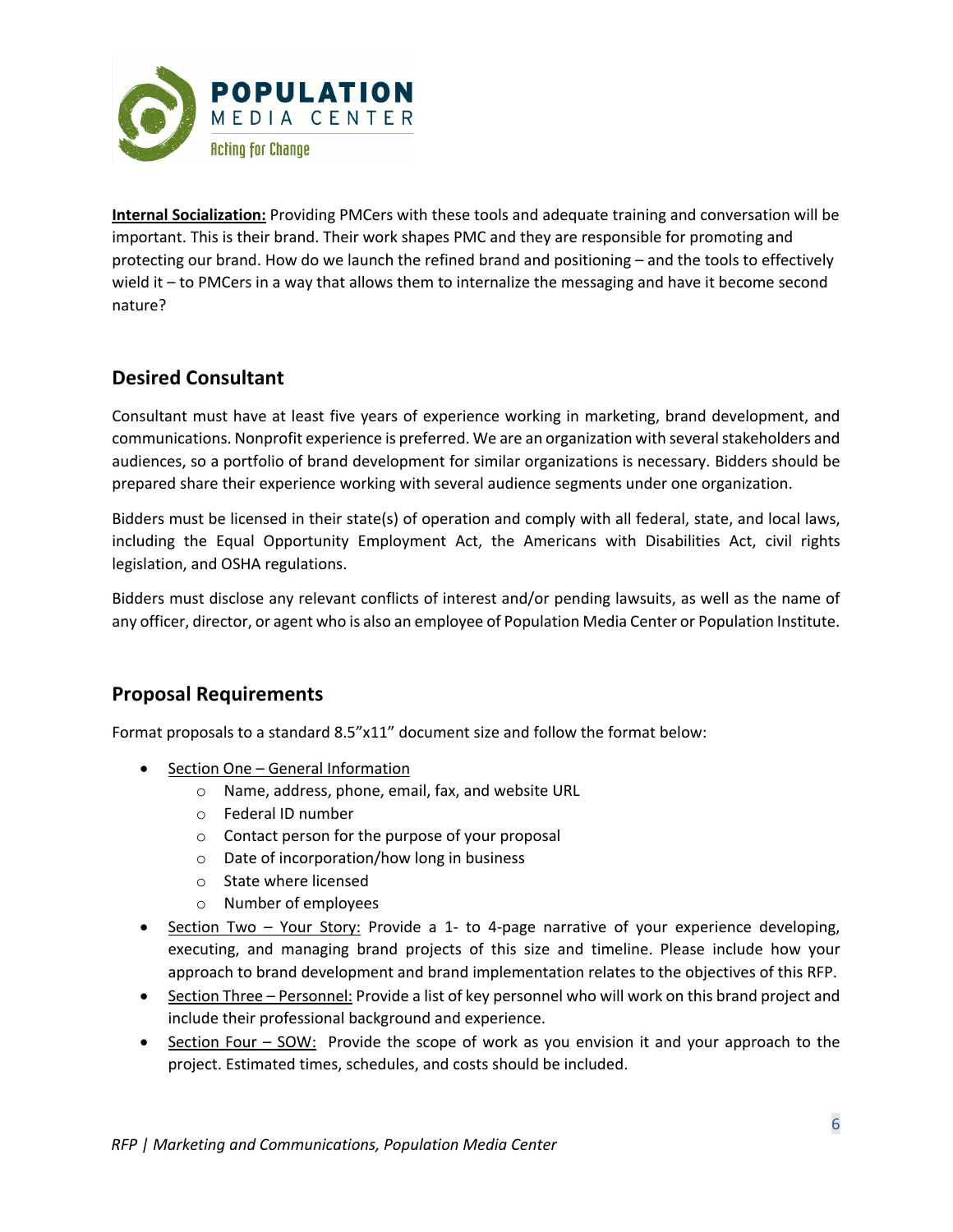**Internal Socialization:** Providing PMCers with these tools and adequate training and conversation will be important. This is their brand. Their work shapes PMC and they are responsible for promoting and protecting our brand. How do we launch the refined brand and positioning – and the tools to effectively wield it – to PMCers in a way that allows them to internalize the messaging and have it become second nature?

## Desired Consultant

Consultant must have at least five years of experience working in marketing, brand development, and communications. Nonprofit experience is preferred. We are an organization with several stakeholders and audiences, so a portfolio of brand development for similar organizations is necessary. Bidders should be prepared share their experience working with several audience segments under one organization.

Bidders must be licensed in their state(s) of operation and comply with all federal, state, and local laws, including the Equal Opportunity Employment Act, the Americans with Disabilities Act, civil rights legislation, and OSHA regulations.

Bidders must disclose any relevant conflicts of interest and/or pending lawsuits, as well as the name of any officer, director, or agent who is also an employee of Population Media Center or Population Institute.

## Proposal Requirements

Format proposals to a standard 8.5"x11" document size and follow the format below:

- Section One – General Information
    - Name, address, phone, email, fax, and website URL
    - Federal ID number
    - Contact person for the purpose of your proposal
    - Date of incorporation/how long in business
    - State where licensed
    - Number of employees
- Section Two – Your Story: Provide a 1- to 4-page narrative of your experience developing, executing, and managing brand projects of this size and timeline. Please include how your approach to brand development and brand implementation relates to the objectives of this RFP.
- Section Three – Personnel: Provide a list of key personnel who will work on this brand project and include their professional background and experience.
- Section Four – SOW: Provide the scope of work as you envision it and your approach to the project. Estimated times, schedules, and costs should be included.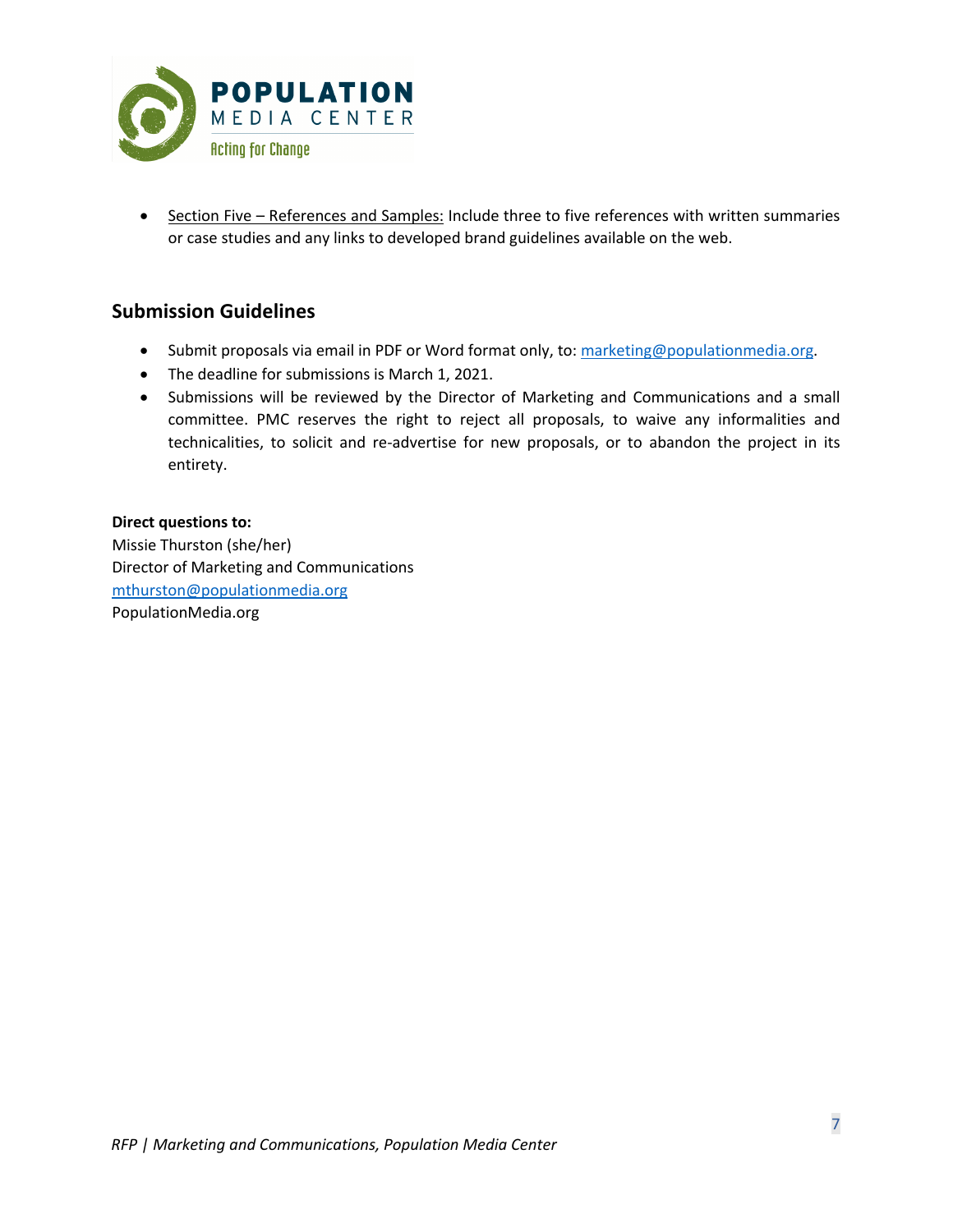- Section Five – References and Samples: Include three to five references with written summaries or case studies and any links to developed brand guidelines available on the web.

## Submission Guidelines

- Submit proposals via email in PDF or Word format only, to: marketing@populationmedia.org.
- The deadline for submissions is March 1, 2021.
- Submissions will be reviewed by the Director of Marketing and Communications and a small committee. PMC reserves the right to reject all proposals, to waive any informalities and technicalities, to solicit and re-advertise for new proposals, or to abandon the project in its entirety.

**Direct questions to:**
Missie Thurston (she/her)
Director of Marketing and Communications
mthurston@populationmedia.org
PopulationMedia.org